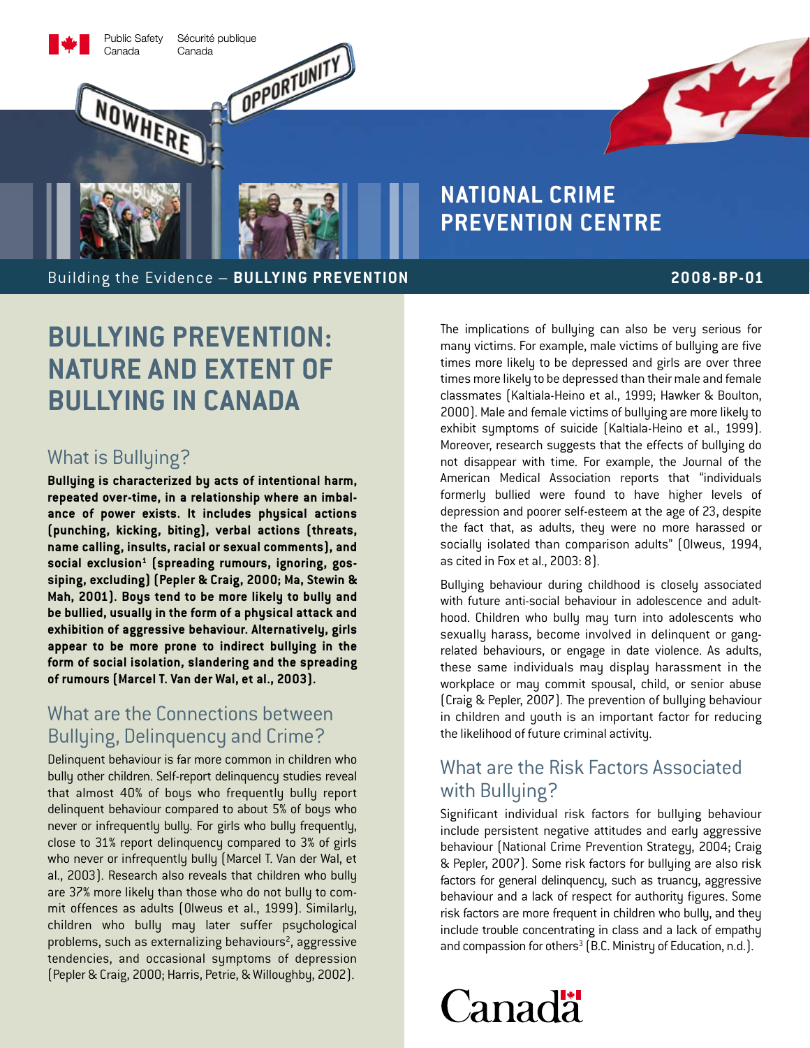Public Safety Canada | Sécurité publique Canada

# NATIONAL CRIME PREVENTION CENTRE

Building the Evidence – **BULLYING PREVENTION** **2008-BP-01**

# BULLYING PREVENTION: NATURE AND EXTENT OF BULLYING IN CANADA

## What is Bullying?

**Bullying is characterized by acts of intentional harm, repeated over-time, in a relationship where an imbalance of power exists. It includes physical actions (punching, kicking, biting), verbal actions (threats, name calling, insults, racial or sexual comments), and social exclusion[1] (spreading rumours, ignoring, gossiping, excluding) (Pepler & Craig, 2000; Ma, Stewin & Mah, 2001). Boys tend to be more likely to bully and be bullied, usually in the form of a physical attack and exhibition of aggressive behaviour. Alternatively, girls appear to be more prone to indirect bullying in the form of social isolation, slandering and the spreading of rumours (Marcel T. Van der Wal, et al., 2003).**

## What are the Connections between Bullying, Delinquency and Crime?

Delinquent behaviour is far more common in children who bully other children. Self-report delinquency studies reveal that almost 40% of boys who frequently bully report delinquent behaviour compared to about 5% of boys who never or infrequently bully. For girls who bully frequently, close to 31% report delinquency compared to 3% of girls who never or infrequently bully (Marcel T. Van der Wal, et al., 2003). Research also reveals that children who bully are 37% more likely than those who do not bully to commit offences as adults (Olweus et al., 1999). Similarly, children who bully may later suffer psychological problems, such as externalizing behaviours[2], aggressive tendencies, and occasional symptoms of depression (Pepler & Craig, 2000; Harris, Petrie, & Willoughby, 2002).

The implications of bullying can also be very serious for many victims. For example, male victims of bullying are five times more likely to be depressed and girls are over three times more likely to be depressed than their male and female classmates (Kaltiala-Heino et al., 1999; Hawker & Boulton, 2000). Male and female victims of bullying are more likely to exhibit symptoms of suicide (Kaltiala-Heino et al., 1999). Moreover, research suggests that the effects of bullying do not disappear with time. For example, the Journal of the American Medical Association reports that "individuals formerly bullied were found to have higher levels of depression and poorer self-esteem at the age of 23, despite the fact that, as adults, they were no more harassed or socially isolated than comparison adults" (Olweus, 1994, as cited in Fox et al., 2003: 8).

Bullying behaviour during childhood is closely associated with future anti-social behaviour in adolescence and adulthood. Children who bully may turn into adolescents who sexually harass, become involved in delinquent or gang-related behaviours, or engage in date violence. As adults, these same individuals may display harassment in the workplace or may commit spousal, child, or senior abuse (Craig & Pepler, 2007). The prevention of bullying behaviour in children and youth is an important factor for reducing the likelihood of future criminal activity.

## What are the Risk Factors Associated with Bullying?

Significant individual risk factors for bullying behaviour include persistent negative attitudes and early aggressive behaviour (National Crime Prevention Strategy, 2004; Craig & Pepler, 2007). Some risk factors for bullying are also risk factors for general delinquency, such as truancy, aggressive behaviour and a lack of respect for authority figures. Some risk factors are more frequent in children who bully, and they include trouble concentrating in class and a lack of empathy and compassion for others[3] (B.C. Ministry of Education, n.d.).

Canada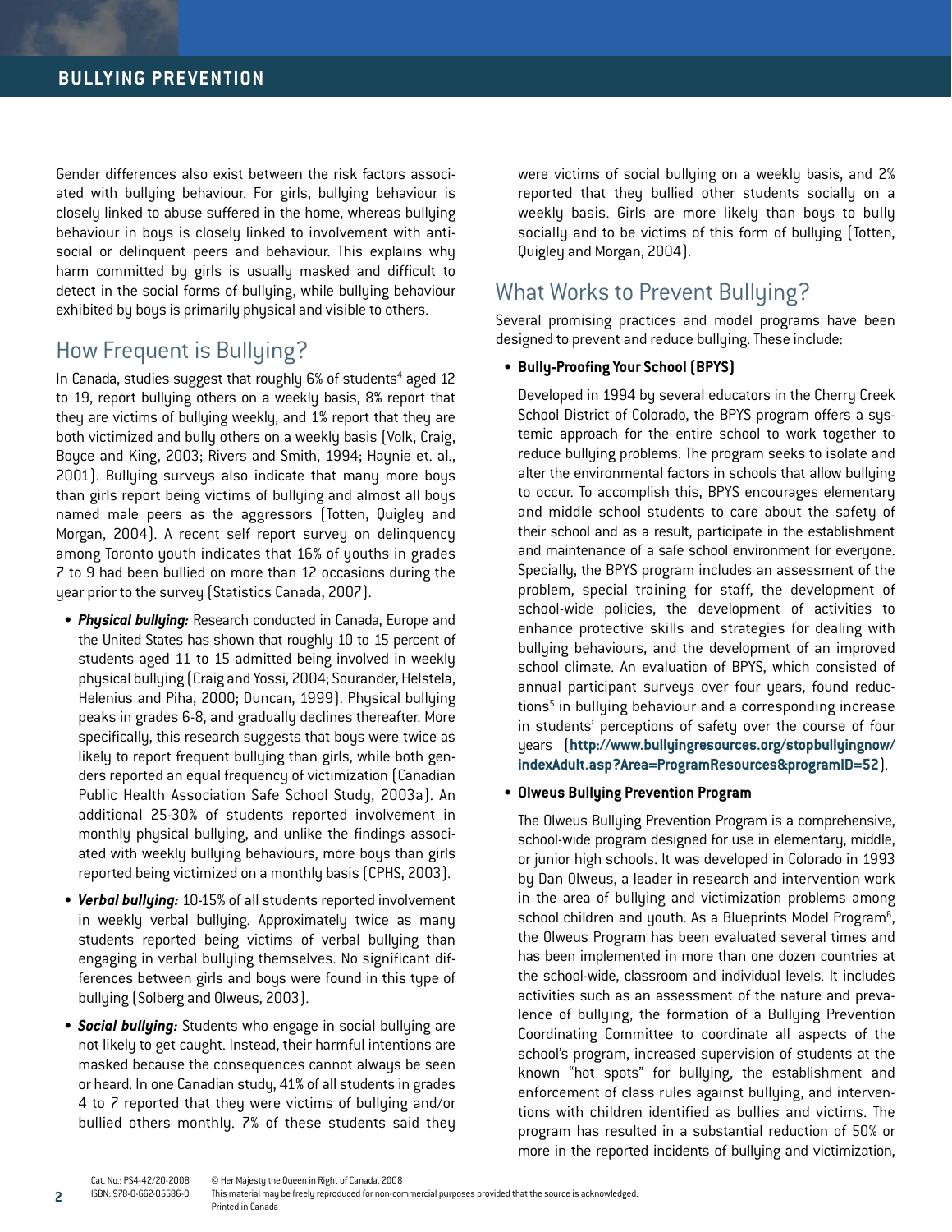Gender differences also exist between the risk factors associated with bullying behaviour. For girls, bullying behaviour is closely linked to abuse suffered in the home, whereas bullying behaviour in boys is closely linked to involvement with antisocial or delinquent peers and behaviour. This explains why harm committed by girls is usually masked and difficult to detect in the social forms of bullying, while bullying behaviour exhibited by boys is primarily physical and visible to others.

## How Frequent is Bullying?

In Canada, studies suggest that roughly 6% of students[4] aged 12 to 19, report bullying others on a weekly basis, 8% report that they are victims of bullying weekly, and 1% report that they are both victimized and bully others on a weekly basis (Volk, Craig, Boyce and King, 2003; Rivers and Smith, 1994; Haynie et. al., 2001). Bullying surveys also indicate that many more boys than girls report being victims of bullying and almost all boys named male peers as the aggressors (Totten, Quigley and Morgan, 2004). A recent self report survey on delinquency among Toronto youth indicates that 16% of youths in grades 7 to 9 had been bullied on more than 12 occasions during the year prior to the survey (Statistics Canada, 2007).

- ***Physical bullying:*** Research conducted in Canada, Europe and the United States has shown that roughly 10 to 15 percent of students aged 11 to 15 admitted being involved in weekly physical bullying (Craig and Yossi, 2004; Sourander, Helstela, Helenius and Piha, 2000; Duncan, 1999). Physical bullying peaks in grades 6-8, and gradually declines thereafter. More specifically, this research suggests that boys were twice as likely to report frequent bullying than girls, while both genders reported an equal frequency of victimization (Canadian Public Health Association Safe School Study, 2003a). An additional 25-30% of students reported involvement in monthly physical bullying, and unlike the findings associated with weekly bullying behaviours, more boys than girls reported being victimized on a monthly basis (CPHS, 2003).
- ***Verbal bullying:*** 10-15% of all students reported involvement in weekly verbal bullying. Approximately twice as many students reported being victims of verbal bullying than engaging in verbal bullying themselves. No significant differences between girls and boys were found in this type of bullying (Solberg and Olweus, 2003).
- ***Social bullying:*** Students who engage in social bullying are not likely to get caught. Instead, their harmful intentions are masked because the consequences cannot always be seen or heard. In one Canadian study, 41% of all students in grades 4 to 7 reported that they were victims of bullying and/or bullied others monthly. 7% of these students said they were victims of social bullying on a weekly basis, and 2% reported that they bullied other students socially on a weekly basis. Girls are more likely than boys to bully socially and to be victims of this form of bullying (Totten, Quigley and Morgan, 2004).

## What Works to Prevent Bullying?

Several promising practices and model programs have been designed to prevent and reduce bullying. These include:

- **Bully-Proofing Your School (BPYS)**

  Developed in 1994 by several educators in the Cherry Creek School District of Colorado, the BPYS program offers a systemic approach for the entire school to work together to reduce bullying problems. The program seeks to isolate and alter the environmental factors in schools that allow bullying to occur. To accomplish this, BPYS encourages elementary and middle school students to care about the safety of their school and as a result, participate in the establishment and maintenance of a safe school environment for everyone. Specially, the BPYS program includes an assessment of the problem, special training for staff, the development of school-wide policies, the development of activities to enhance protective skills and strategies for dealing with bullying behaviours, and the development of an improved school climate. An evaluation of BPYS, which consisted of annual participant surveys over four years, found reductions[5] in bullying behaviour and a corresponding increase in students' perceptions of safety over the course of four years (**http://www.bullyingresources.org/stopbullyingnow/indexAdult.asp?Area=ProgramResources&programID=52**).

- **Olweus Bullying Prevention Program**

  The Olweus Bullying Prevention Program is a comprehensive, school-wide program designed for use in elementary, middle, or junior high schools. It was developed in Colorado in 1993 by Dan Olweus, a leader in research and intervention work in the area of bullying and victimization problems among school children and youth. As a Blueprints Model Program[6], the Olweus Program has been evaluated several times and has been implemented in more than one dozen countries at the school-wide, classroom and individual levels. It includes activities such as an assessment of the nature and prevalence of bullying, the formation of a Bullying Prevention Coordinating Committee to coordinate all aspects of the school's program, increased supervision of students at the known "hot spots" for bullying, the establishment and enforcement of class rules against bullying, and interventions with children identified as bullies and victims. The program has resulted in a substantial reduction of 50% or more in the reported incidents of bullying and victimization,

Cat. No.: PS4-42/20-2008
ISBN: 978-0-662-05586-0

© Her Majesty the Queen in Right of Canada, 2008
This material may be freely reproduced for non-commercial purposes provided that the source is acknowledged.
Printed in Canada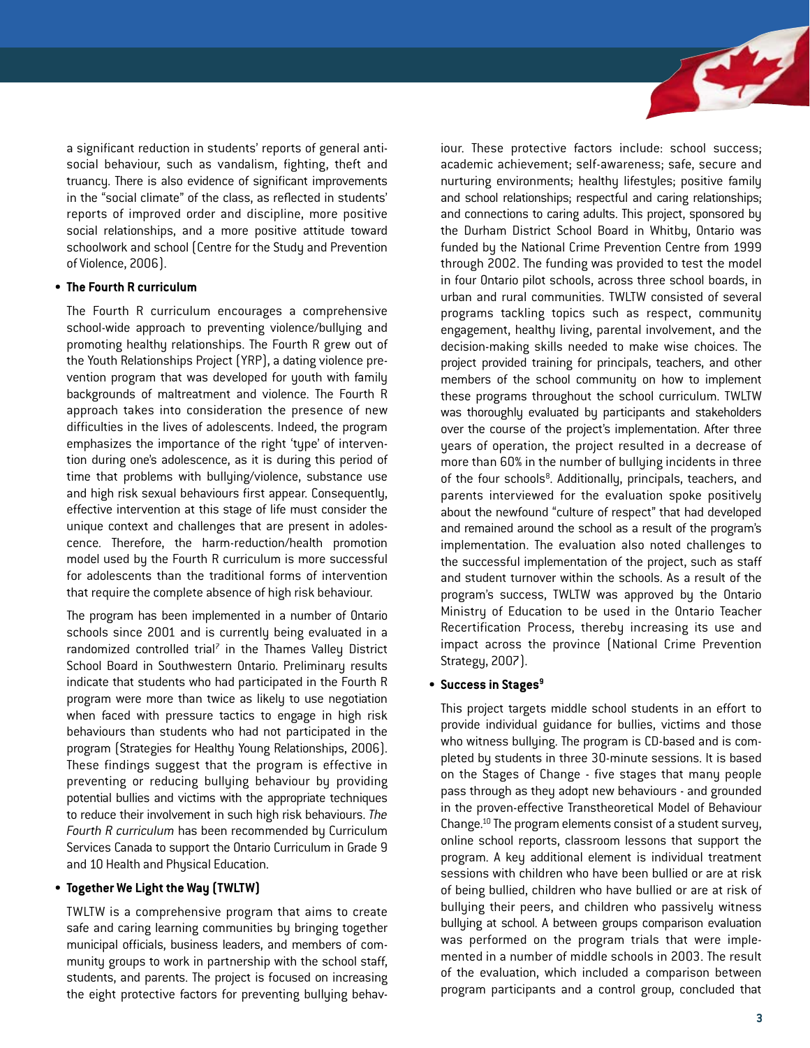a significant reduction in students' reports of general anti-social behaviour, such as vandalism, fighting, theft and truancy. There is also evidence of significant improvements in the "social climate" of the class, as reflected in students' reports of improved order and discipline, more positive social relationships, and a more positive attitude toward schoolwork and school (Centre for the Study and Prevention of Violence, 2006).

- **The Fourth R curriculum**

  The Fourth R curriculum encourages a comprehensive school-wide approach to preventing violence/bullying and promoting healthy relationships. The Fourth R grew out of the Youth Relationships Project (YRP), a dating violence prevention program that was developed for youth with family backgrounds of maltreatment and violence. The Fourth R approach takes into consideration the presence of new difficulties in the lives of adolescents. Indeed, the program emphasizes the importance of the right 'type' of intervention during one's adolescence, as it is during this period of time that problems with bullying/violence, substance use and high risk sexual behaviours first appear. Consequently, effective intervention at this stage of life must consider the unique context and challenges that are present in adolescence. Therefore, the harm-reduction/health promotion model used by the Fourth R curriculum is more successful for adolescents than the traditional forms of intervention that require the complete absence of high risk behaviour.

  The program has been implemented in a number of Ontario schools since 2001 and is currently being evaluated in a randomized controlled trial[7] in the Thames Valley District School Board in Southwestern Ontario. Preliminary results indicate that students who had participated in the Fourth R program were more than twice as likely to use negotiation when faced with pressure tactics to engage in high risk behaviours than students who had not participated in the program (Strategies for Healthy Young Relationships, 2006). These findings suggest that the program is effective in preventing or reducing bullying behaviour by providing potential bullies and victims with the appropriate techniques to reduce their involvement in such high risk behaviours. *The Fourth R curriculum* has been recommended by Curriculum Services Canada to support the Ontario Curriculum in Grade 9 and 10 Health and Physical Education.

- **Together We Light the Way (TWLTW)**

  TWLTW is a comprehensive program that aims to create safe and caring learning communities by bringing together municipal officials, business leaders, and members of community groups to work in partnership with the school staff, students, and parents. The project is focused on increasing the eight protective factors for preventing bullying behaviour. These protective factors include: school success; academic achievement; self-awareness; safe, secure and nurturing environments; healthy lifestyles; positive family and school relationships; respectful and caring relationships; and connections to caring adults. This project, sponsored by the Durham District School Board in Whitby, Ontario was funded by the National Crime Prevention Centre from 1999 through 2002. The funding was provided to test the model in four Ontario pilot schools, across three school boards, in urban and rural communities. TWLTW consisted of several programs tackling topics such as respect, community engagement, healthy living, parental involvement, and the decision-making skills needed to make wise choices. The project provided training for principals, teachers, and other members of the school community on how to implement these programs throughout the school curriculum. TWLTW was thoroughly evaluated by participants and stakeholders over the course of the project's implementation. After three years of operation, the project resulted in a decrease of more than 60% in the number of bullying incidents in three of the four schools[8]. Additionally, principals, teachers, and parents interviewed for the evaluation spoke positively about the newfound "culture of respect" that had developed and remained around the school as a result of the program's implementation. The evaluation also noted challenges to the successful implementation of the project, such as staff and student turnover within the schools. As a result of the program's success, TWLTW was approved by the Ontario Ministry of Education to be used in the Ontario Teacher Recertification Process, thereby increasing its use and impact across the province (National Crime Prevention Strategy, 2007).

- **Success in Stages[9]**

  This project targets middle school students in an effort to provide individual guidance for bullies, victims and those who witness bullying. The program is CD-based and is completed by students in three 30-minute sessions. It is based on the Stages of Change - five stages that many people pass through as they adopt new behaviours - and grounded in the proven-effective Transtheoretical Model of Behaviour Change.[10] The program elements consist of a student survey, online school reports, classroom lessons that support the program. A key additional element is individual treatment sessions with children who have been bullied or are at risk of being bullied, children who have bullied or are at risk of bullying their peers, and children who passively witness bullying at school. A between groups comparison evaluation was performed on the program trials that were implemented in a number of middle schools in 2003. The result of the evaluation, which included a comparison between program participants and a control group, concluded that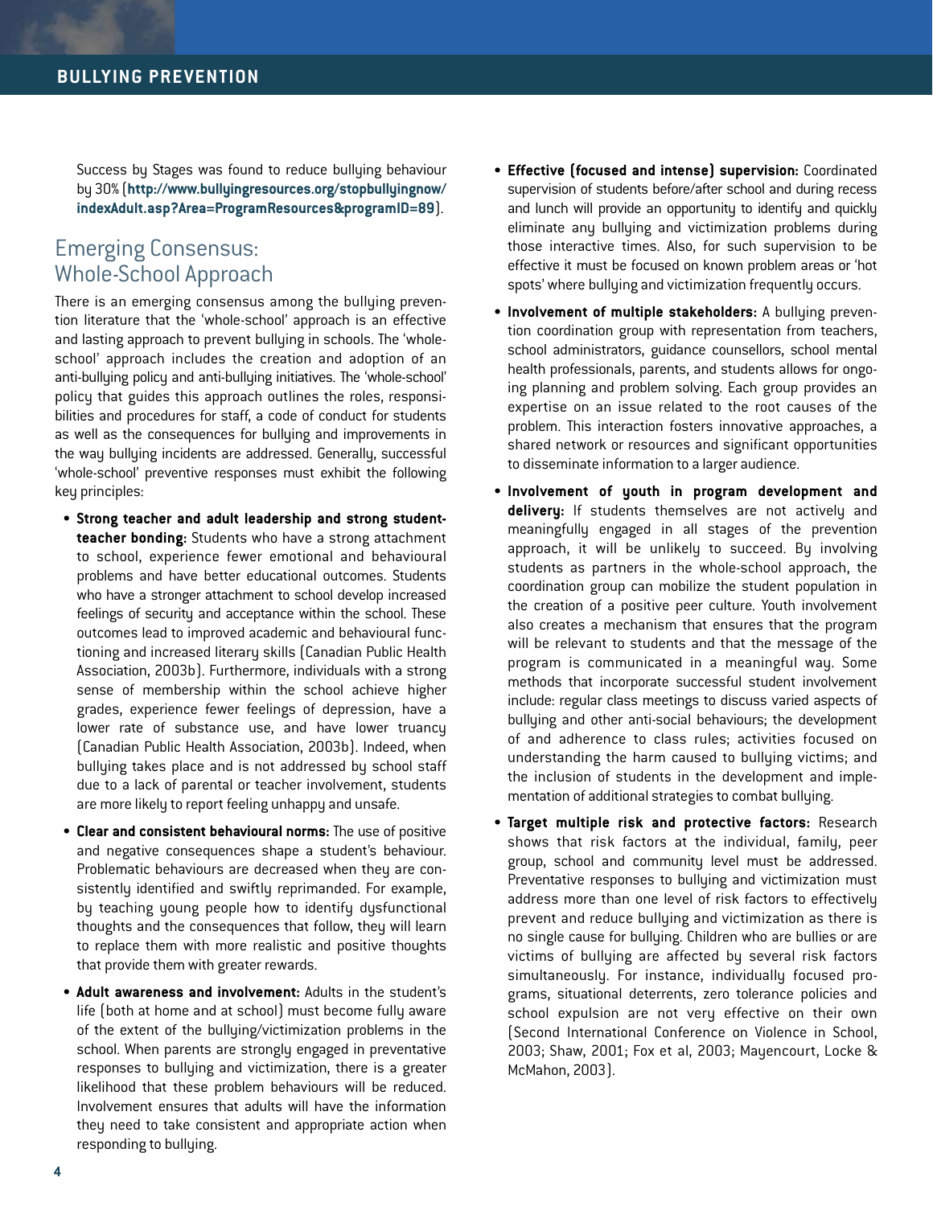Success by Stages was found to reduce bullying behaviour by 30% (**http://www.bullyingresources.org/stopbullyingnow/indexAdult.asp?Area=ProgramResources&programID=89**).

## Emerging Consensus: Whole-School Approach

There is an emerging consensus among the bullying prevention literature that the 'whole-school' approach is an effective and lasting approach to prevent bullying in schools. The 'whole-school' approach includes the creation and adoption of an anti-bullying policy and anti-bullying initiatives. The 'whole-school' policy that guides this approach outlines the roles, responsibilities and procedures for staff, a code of conduct for students as well as the consequences for bullying and improvements in the way bullying incidents are addressed. Generally, successful 'whole-school' preventive responses must exhibit the following key principles:

- **Strong teacher and adult leadership and strong student-teacher bonding:** Students who have a strong attachment to school, experience fewer emotional and behavioural problems and have better educational outcomes. Students who have a stronger attachment to school develop increased feelings of security and acceptance within the school. These outcomes lead to improved academic and behavioural functioning and increased literary skills (Canadian Public Health Association, 2003b). Furthermore, individuals with a strong sense of membership within the school achieve higher grades, experience fewer feelings of depression, have a lower rate of substance use, and have lower truancy (Canadian Public Health Association, 2003b). Indeed, when bullying takes place and is not addressed by school staff due to a lack of parental or teacher involvement, students are more likely to report feeling unhappy and unsafe.
- **Clear and consistent behavioural norms:** The use of positive and negative consequences shape a student's behaviour. Problematic behaviours are decreased when they are consistently identified and swiftly reprimanded. For example, by teaching young people how to identify dysfunctional thoughts and the consequences that follow, they will learn to replace them with more realistic and positive thoughts that provide them with greater rewards.
- **Adult awareness and involvement:** Adults in the student's life (both at home and at school) must become fully aware of the extent of the bullying/victimization problems in the school. When parents are strongly engaged in preventative responses to bullying and victimization, there is a greater likelihood that these problem behaviours will be reduced. Involvement ensures that adults will have the information they need to take consistent and appropriate action when responding to bullying.
- **Effective (focused and intense) supervision:** Coordinated supervision of students before/after school and during recess and lunch will provide an opportunity to identify and quickly eliminate any bullying and victimization problems during those interactive times. Also, for such supervision to be effective it must be focused on known problem areas or 'hot spots' where bullying and victimization frequently occurs.
- **Involvement of multiple stakeholders:** A bullying prevention coordination group with representation from teachers, school administrators, guidance counsellors, school mental health professionals, parents, and students allows for ongoing planning and problem solving. Each group provides an expertise on an issue related to the root causes of the problem. This interaction fosters innovative approaches, a shared network or resources and significant opportunities to disseminate information to a larger audience.
- **Involvement of youth in program development and delivery:** If students themselves are not actively and meaningfully engaged in all stages of the prevention approach, it will be unlikely to succeed. By involving students as partners in the whole-school approach, the coordination group can mobilize the student population in the creation of a positive peer culture. Youth involvement also creates a mechanism that ensures that the program will be relevant to students and that the message of the program is communicated in a meaningful way. Some methods that incorporate successful student involvement include: regular class meetings to discuss varied aspects of bullying and other anti-social behaviours; the development of and adherence to class rules; activities focused on understanding the harm caused to bullying victims; and the inclusion of students in the development and implementation of additional strategies to combat bullying.
- **Target multiple risk and protective factors:** Research shows that risk factors at the individual, family, peer group, school and community level must be addressed. Preventative responses to bullying and victimization must address more than one level of risk factors to effectively prevent and reduce bullying and victimization as there is no single cause for bullying. Children who are bullies or are victims of bullying are affected by several risk factors simultaneously. For instance, individually focused programs, situational deterrents, zero tolerance policies and school expulsion are not very effective on their own (Second International Conference on Violence in School, 2003; Shaw, 2001; Fox et al, 2003; Mayencourt, Locke & McMahon, 2003).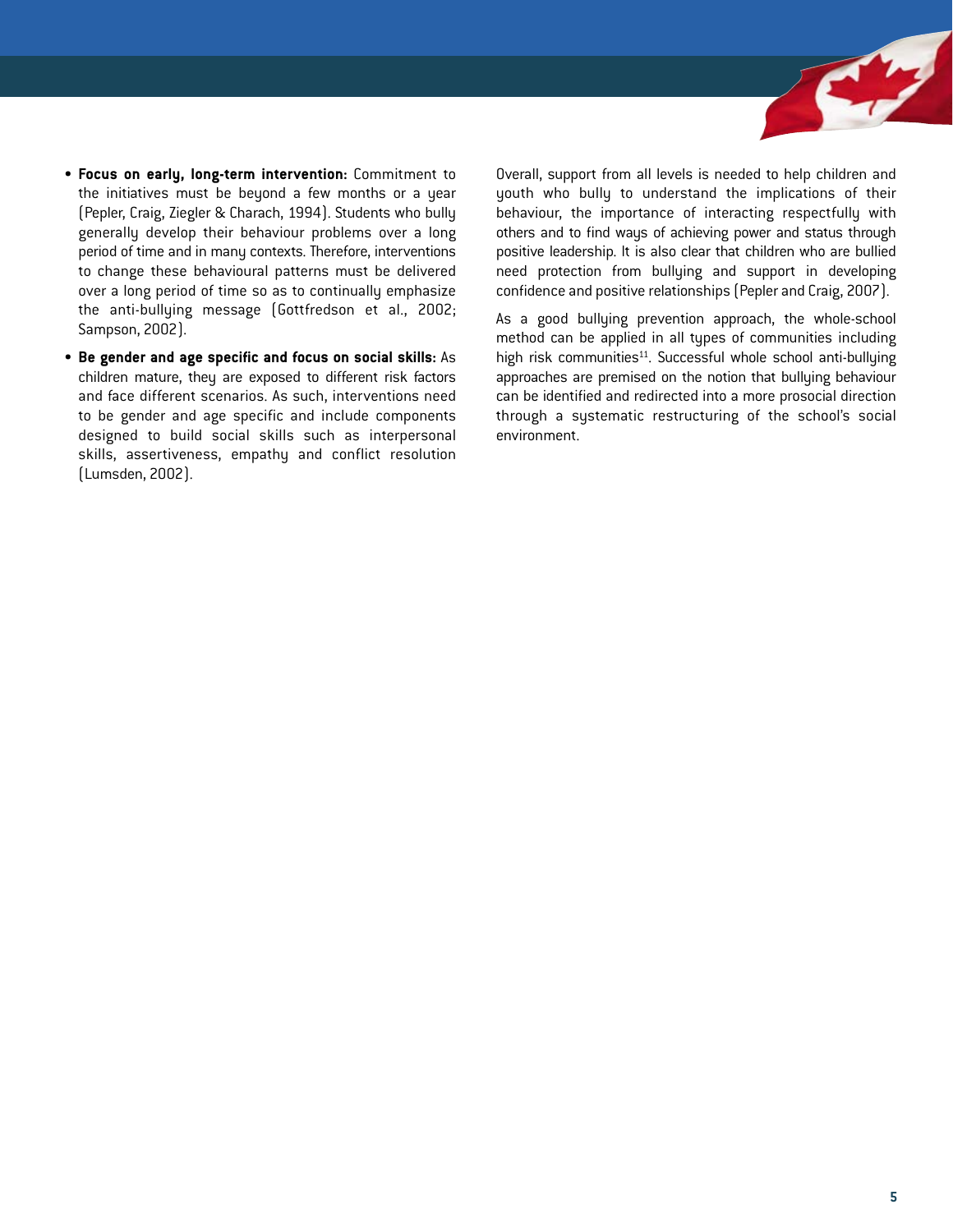- **Focus on early, long-term intervention:** Commitment to the initiatives must be beyond a few months or a year (Pepler, Craig, Ziegler & Charach, 1994). Students who bully generally develop their behaviour problems over a long period of time and in many contexts. Therefore, interventions to change these behavioural patterns must be delivered over a long period of time so as to continually emphasize the anti-bullying message (Gottfredson et al., 2002; Sampson, 2002).
- **Be gender and age specific and focus on social skills:** As children mature, they are exposed to different risk factors and face different scenarios. As such, interventions need to be gender and age specific and include components designed to build social skills such as interpersonal skills, assertiveness, empathy and conflict resolution (Lumsden, 2002).

Overall, support from all levels is needed to help children and youth who bully to understand the implications of their behaviour, the importance of interacting respectfully with others and to find ways of achieving power and status through positive leadership. It is also clear that children who are bullied need protection from bullying and support in developing confidence and positive relationships (Pepler and Craig, 2007).

As a good bullying prevention approach, the whole-school method can be applied in all types of communities including high risk communities[11]. Successful whole school anti-bullying approaches are premised on the notion that bullying behaviour can be identified and redirected into a more prosocial direction through a systematic restructuring of the school's social environment.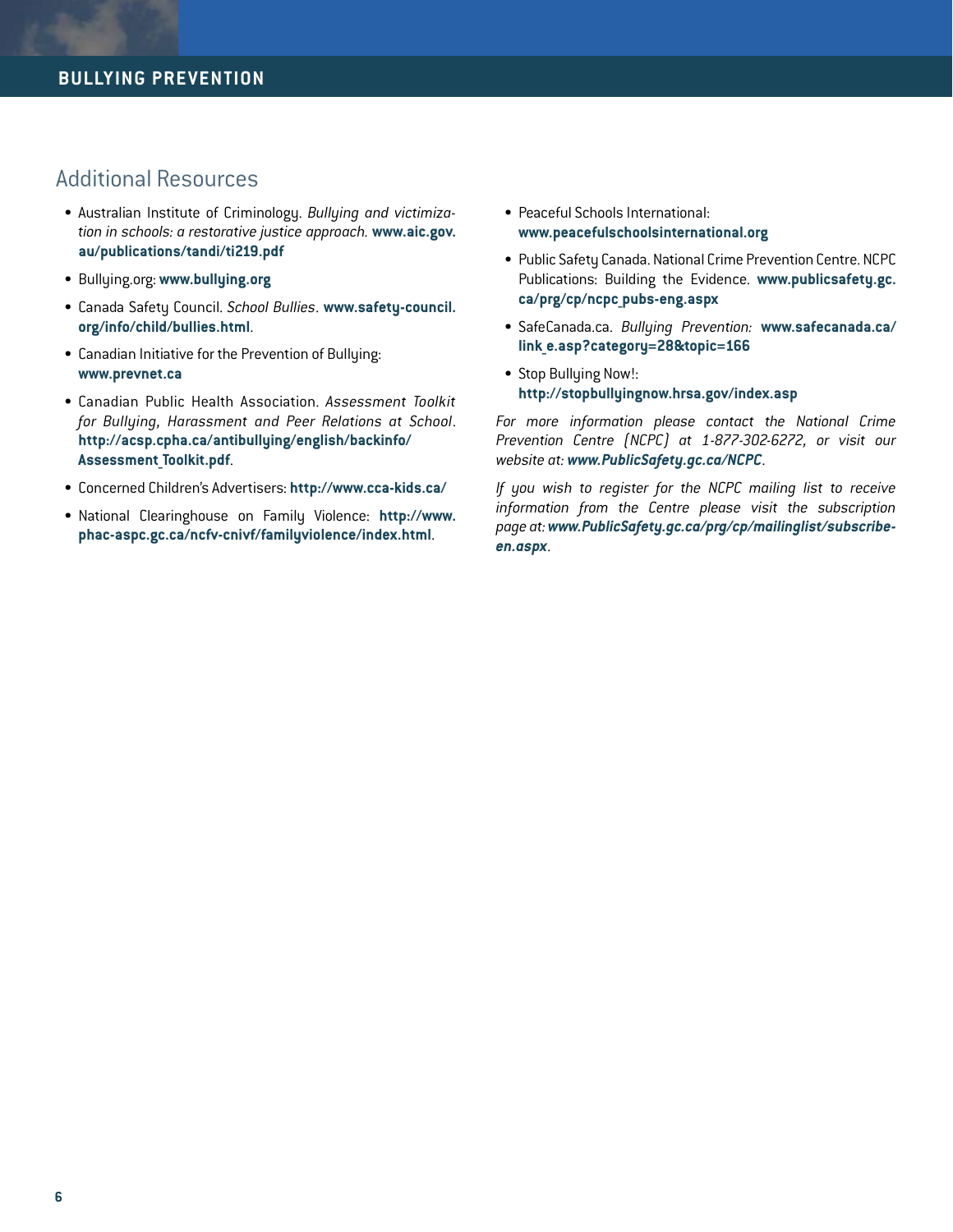## Additional Resources

- Australian Institute of Criminology. *Bullying and victimization in schools: a restorative justice approach.* **www.aic.gov.au/publications/tandi/ti219.pdf**
- Bullying.org: **www.bullying.org**
- Canada Safety Council. *School Bullies*. **www.safety-council.org/info/child/bullies.html**.
- Canadian Initiative for the Prevention of Bullying: **www.prevnet.ca**
- Canadian Public Health Association. *Assessment Toolkit for Bullying, Harassment and Peer Relations at School*. **http://acsp.cpha.ca/antibullying/english/backinfo/Assessment_Toolkit.pdf**.
- Concerned Children's Advertisers: **http://www.cca-kids.ca/**
- National Clearinghouse on Family Violence: **http://www.phac-aspc.gc.ca/ncfv-cnivf/familyviolence/index.html**.
- Peaceful Schools International: **www.peacefulschoolsinternational.org**
- Public Safety Canada. National Crime Prevention Centre. NCPC Publications: Building the Evidence. **www.publicsafety.gc.ca/prg/cp/ncpc_pubs-eng.aspx**
- SafeCanada.ca. *Bullying Prevention:* **www.safecanada.ca/link_e.asp?category=28&topic=166**
- Stop Bullying Now!: **http://stopbullyingnow.hrsa.gov/index.asp**

*For more information please contact the National Crime Prevention Centre (NCPC) at 1-877-302-6272, or visit our website at:* ***www.PublicSafety.gc.ca/NCPC***.

*If you wish to register for the NCPC mailing list to receive information from the Centre please visit the subscription page at:* ***www.PublicSafety.gc.ca/prg/cp/mailinglist/subscribe-en.aspx***.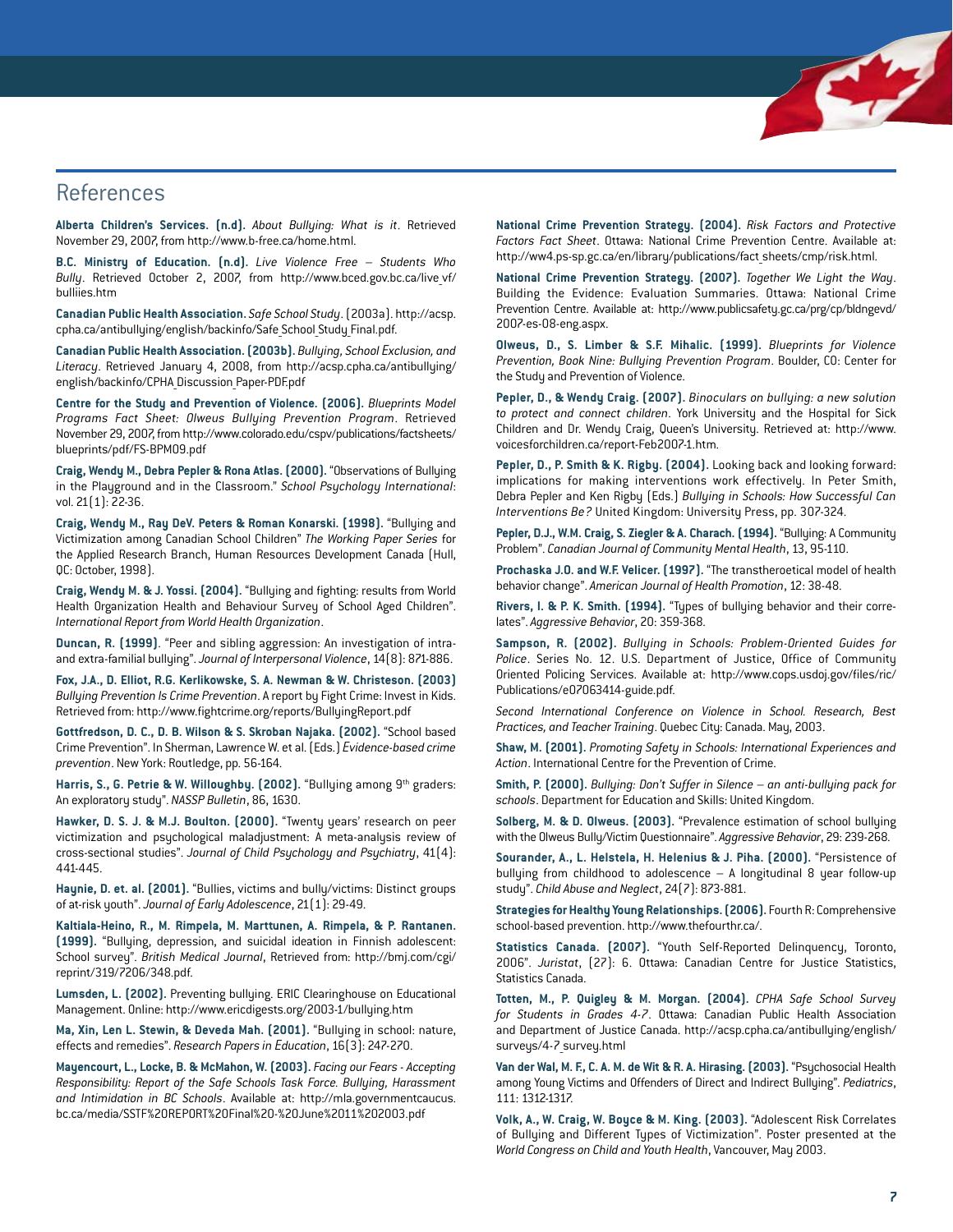# References

**Alberta Children's Services. (n.d).** *About Bullying: What is it*. Retrieved November 29, 2007, from http://www.b-free.ca/home.html.

**B.C. Ministry of Education. (n.d).** *Live Violence Free – Students Who Bully*. Retrieved October 2, 2007, from http://www.bced.gov.bc.ca/live_vf/bulliies.htm

**Canadian Public Health Association.** *Safe School Study*. (2003a). http://acsp.cpha.ca/antibullying/english/backinfo/Safe_School_Study_Final.pdf.

**Canadian Public Health Association. (2003b).** *Bullying, School Exclusion, and Literacy*. Retrieved January 4, 2008, from http://acsp.cpha.ca/antibullying/english/backinfo/CPHA_Discussion_Paper-PDF.pdf

**Centre for the Study and Prevention of Violence. (2006).** *Blueprints Model Programs Fact Sheet: Olweus Bullying Prevention Program*. Retrieved November 29, 2007, from http://www.colorado.edu/cspv/publications/factsheets/blueprints/pdf/FS-BPM09.pdf

**Craig, Wendy M., Debra Pepler & Rona Atlas. (2000).** "Observations of Bullying in the Playground and in the Classroom." *School Psychology International*: vol. 21(1): 22-36.

**Craig, Wendy M., Ray DeV. Peters & Roman Konarski. (1998).** "Bullying and Victimization among Canadian School Children" *The Working Paper Series* for the Applied Research Branch, Human Resources Development Canada (Hull, QC: October, 1998).

**Craig, Wendy M. & J. Yossi. (2004).** "Bullying and fighting: results from World Health Organization Health and Behaviour Survey of School Aged Children". *International Report from World Health Organization*.

**Duncan, R. (1999)**. "Peer and sibling aggression: An investigation of intra- and extra-familial bullying". *Journal of Interpersonal Violence*, 14(8): 871-886.

**Fox, J.A., D. Elliot, R.G. Kerlikowske, S. A. Newman & W. Christeson. (2003)** *Bullying Prevention Is Crime Prevention*. A report by Fight Crime: Invest in Kids. Retrieved from: http://www.fightcrime.org/reports/BullyingReport.pdf

**Gottfredson, D. C., D. B. Wilson & S. Skroban Najaka. (2002).** "School based Crime Prevention". In Sherman, Lawrence W. et al. (Eds.) *Evidence-based crime prevention*. New York: Routledge, pp. 56-164.

**Harris, S., G. Petrie & W. Willoughby. (2002).** "Bullying among 9th graders: An exploratory study". *NASSP Bulletin*, 86, 1630.

**Hawker, D. S. J. & M.J. Boulton. (2000).** "Twenty years' research on peer victimization and psychological maladjustment: A meta-analysis review of cross-sectional studies". *Journal of Child Psychology and Psychiatry*, 41(4): 441-445.

**Haynie, D. et. al. (2001).** "Bullies, victims and bully/victims: Distinct groups of at-risk youth". *Journal of Early Adolescence*, 21(1): 29-49.

**Kaltiala-Heino, R., M. Rimpela, M. Marttunen, A. Rimpela, & P. Rantanen. (1999).** "Bullying, depression, and suicidal ideation in Finnish adolescent: School survey". *British Medical Journal*, Retrieved from: http://bmj.com/cgi/reprint/319/7206/348.pdf.

**Lumsden, L. (2002).** Preventing bullying. ERIC Clearinghouse on Educational Management. Online: http://www.ericdigests.org/2003-1/bullying.htm

**Ma, Xin, Len L. Stewin, & Deveda Mah. (2001).** "Bullying in school: nature, effects and remedies". *Research Papers in Education*, 16(3): 247-270.

**Mayencourt, L., Locke, B. & McMahon, W. (2003).** *Facing our Fears - Accepting Responsibility: Report of the Safe Schools Task Force. Bullying, Harassment and Intimidation in BC Schools*. Available at: http://mla.governmentcaucus.bc.ca/media/SSTF%20REPORT%20Final%20-%20June%2011%202003.pdf

**National Crime Prevention Strategy. (2004).** *Risk Factors and Protective Factors Fact Sheet*. Ottawa: National Crime Prevention Centre. Available at: http://ww4.ps-sp.gc.ca/en/library/publications/fact_sheets/cmp/risk.html.

**National Crime Prevention Strategy. (2007).** *Together We Light the Way*. Building the Evidence: Evaluation Summaries. Ottawa: National Crime Prevention Centre. Available at: http://www.publicsafety.gc.ca/prg/cp/bldngevd/2007-es-08-eng.aspx.

**Olweus, D., S. Limber & S.F. Mihalic. (1999).** *Blueprints for Violence Prevention, Book Nine: Bullying Prevention Program*. Boulder, CO: Center for the Study and Prevention of Violence.

**Pepler, D., & Wendy Craig. (2007).** *Binoculars on bullying: a new solution to protect and connect children*. York University and the Hospital for Sick Children and Dr. Wendy Craig, Queen's University. Retrieved at: http://www.voicesforchildren.ca/report-Feb2007-1.htm.

**Pepler, D., P. Smith & K. Rigby. (2004).** Looking back and looking forward: implications for making interventions work effectively. In Peter Smith, Debra Pepler and Ken Rigby (Eds.) *Bullying in Schools: How Successful Can Interventions Be?* United Kingdom: University Press, pp. 307-324.

**Pepler, D.J., W.M. Craig, S. Ziegler & A. Charach. (1994).** "Bullying: A Community Problem". *Canadian Journal of Community Mental Health*, 13, 95-110.

**Prochaska J.O. and W.F. Velicer. (1997).** "The transtheroetical model of health behavior change". *American Journal of Health Promotion*, 12: 38-48.

**Rivers, I. & P. K. Smith. (1994).** "Types of bullying behavior and their correlates". *Aggressive Behavior*, 20: 359-368.

**Sampson, R. (2002).** *Bullying in Schools: Problem-Oriented Guides for Police*. Series No. 12. U.S. Department of Justice, Office of Community Oriented Policing Services. Available at: http://www.cops.usdoj.gov/files/ric/Publications/e07063414-guide.pdf.

*Second International Conference on Violence in School. Research, Best Practices, and Teacher Training*. Quebec City: Canada. May, 2003.

**Shaw, M. (2001).** *Promoting Safety in Schools: International Experiences and Action*. International Centre for the Prevention of Crime.

**Smith, P. (2000).** *Bullying: Don't Suffer in Silence – an anti-bullying pack for schools*. Department for Education and Skills: United Kingdom.

**Solberg, M. & D. Olweus. (2003).** "Prevalence estimation of school bullying with the Olweus Bully/Victim Questionnaire". *Aggressive Behavior*, 29: 239-268.

**Sourander, A., L. Helstela, H. Helenius & J. Piha. (2000).** "Persistence of bullying from childhood to adolescence – A longitudinal 8 year follow-up study". *Child Abuse and Neglect*, 24(7): 873-881.

**Strategies for Healthy Young Relationships. (2006).** Fourth R: Comprehensive school-based prevention. http://www.thefourthr.ca/.

**Statistics Canada. (2007).** "Youth Self-Reported Delinquency, Toronto, 2006". *Juristat*, (27): 6. Ottawa: Canadian Centre for Justice Statistics, Statistics Canada.

**Totten, M., P. Quigley & M. Morgan. (2004).** *CPHA Safe School Survey for Students in Grades 4-7*. Ottawa: Canadian Public Health Association and Department of Justice Canada. http://acsp.cpha.ca/antibullying/english/surveys/4-7_survey.html

**Van der Wal, M. F., C. A. M. de Wit & R. A. Hirasing. (2003).** "Psychosocial Health among Young Victims and Offenders of Direct and Indirect Bullying". *Pediatrics*, 111: 1312-1317.

**Volk, A., W. Craig, W. Boyce & M. King. (2003).** "Adolescent Risk Correlates of Bullying and Different Types of Victimization". Poster presented at the *World Congress on Child and Youth Health*, Vancouver, May 2003.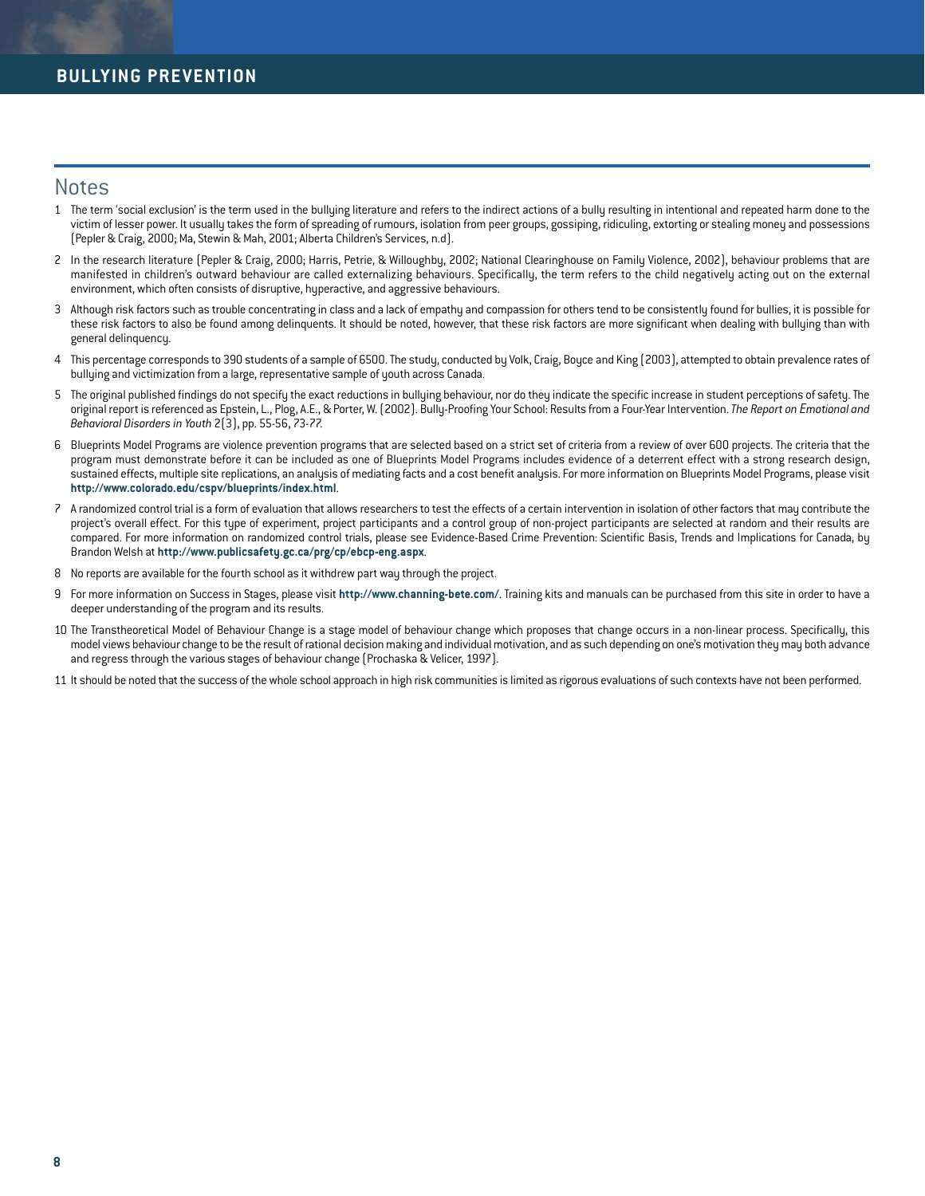## Notes

1. The term 'social exclusion' is the term used in the bullying literature and refers to the indirect actions of a bully resulting in intentional and repeated harm done to the victim of lesser power. It usually takes the form of spreading of rumours, isolation from peer groups, gossiping, ridiculing, extorting or stealing money and possessions (Pepler & Craig, 2000; Ma, Stewin & Mah, 2001; Alberta Children's Services, n.d).
2. In the research literature (Pepler & Craig, 2000; Harris, Petrie, & Willoughby, 2002; National Clearinghouse on Family Violence, 2002), behaviour problems that are manifested in children's outward behaviour are called externalizing behaviours. Specifically, the term refers to the child negatively acting out on the external environment, which often consists of disruptive, hyperactive, and aggressive behaviours.
3. Although risk factors such as trouble concentrating in class and a lack of empathy and compassion for others tend to be consistently found for bullies, it is possible for these risk factors to also be found among delinquents. It should be noted, however, that these risk factors are more significant when dealing with bullying than with general delinquency.
4. This percentage corresponds to 390 students of a sample of 6500. The study, conducted by Volk, Craig, Boyce and King (2003), attempted to obtain prevalence rates of bullying and victimization from a large, representative sample of youth across Canada.
5. The original published findings do not specify the exact reductions in bullying behaviour, nor do they indicate the specific increase in student perceptions of safety. The original report is referenced as Epstein, L., Plog, A.E., & Porter, W. (2002). Bully-Proofing Your School: Results from a Four-Year Intervention. *The Report on Emotional and Behavioral Disorders in Youth* 2(3), pp. 55-56, 73-77.
6. Blueprints Model Programs are violence prevention programs that are selected based on a strict set of criteria from a review of over 600 projects. The criteria that the program must demonstrate before it can be included as one of Blueprints Model Programs includes evidence of a deterrent effect with a strong research design, sustained effects, multiple site replications, an analysis of mediating facts and a cost benefit analysis. For more information on Blueprints Model Programs, please visit **http://www.colorado.edu/cspv/blueprints/index.html**.
7. A randomized control trial is a form of evaluation that allows researchers to test the effects of a certain intervention in isolation of other factors that may contribute the project's overall effect. For this type of experiment, project participants and a control group of non-project participants are selected at random and their results are compared. For more information on randomized control trials, please see Evidence-Based Crime Prevention: Scientific Basis, Trends and Implications for Canada, by Brandon Welsh at **http://www.publicsafety.gc.ca/prg/cp/ebcp-eng.aspx**.
8. No reports are available for the fourth school as it withdrew part way through the project.
9. For more information on Success in Stages, please visit **http://www.channing-bete.com/**. Training kits and manuals can be purchased from this site in order to have a deeper understanding of the program and its results.
10. The Transtheoretical Model of Behaviour Change is a stage model of behaviour change which proposes that change occurs in a non-linear process. Specifically, this model views behaviour change to be the result of rational decision making and individual motivation, and as such depending on one's motivation they may both advance and regress through the various stages of behaviour change (Prochaska & Velicer, 1997).
11. It should be noted that the success of the whole school approach in high risk communities is limited as rigorous evaluations of such contexts have not been performed.